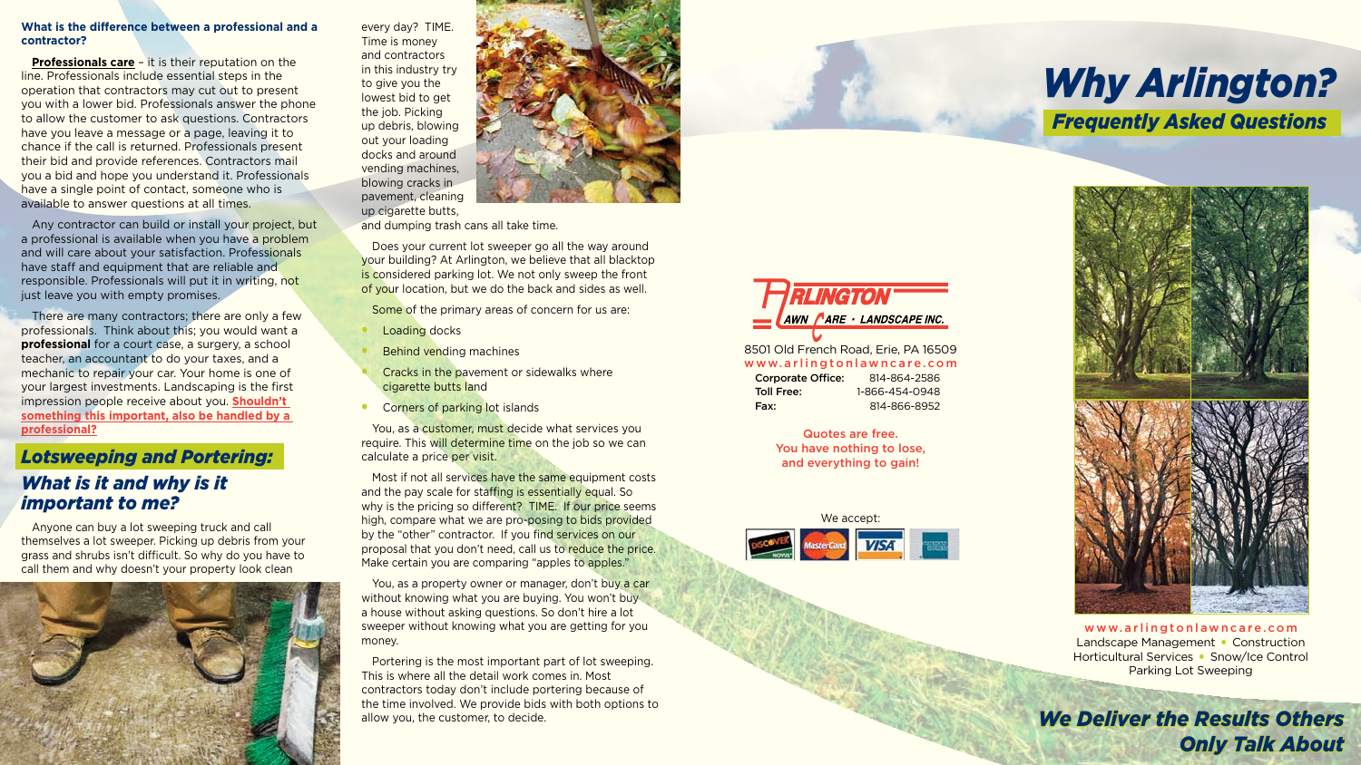**What is the difference between a professional and a contractor?**

**Professionals care** – it is their reputation on the line. Professionals include essential steps in the operation that contractors may cut out to present you with a lower bid. Professionals answer the phone to allow the customer to ask questions. Contractors have you leave a message or a page, leaving it to chance if the call is returned. Professionals present their bid and provide references. Contractors mail you a bid and hope you understand it. Professionals have a single point of contact, someone who is available to answer questions at all times.

Any contractor can build or install your project, but a professional is available when you have a problem and will care about your satisfaction. Professionals have staff and equipment that are reliable and responsible. Professionals will put it in writing, not just leave you with empty promises.

There are many contractors; there are only a few professionals. Think about this; you would want a **professional** for a court case, a surgery, a school teacher, an accountant to do your taxes, and a mechanic to repair your car. Your home is one of your largest investments. Landscaping is the first impression people receive about you. **Shouldn't something this important, also be handled by a professional?**

## *Lotsweeping and Portering:*

## *What is it and why is it important to me?*

Anyone can buy a lot sweeping truck and call themselves a lot sweeper. Picking up debris from your grass and shrubs isn't difficult. So why do you have to call them and why doesn't your property look clean every day? TIME. Time is money and contractors in this industry try to give you the lowest bid to get the job. Picking up debris, blowing out your loading docks and around vending machines, blowing cracks in pavement, cleaning up cigarette butts, and dumping trash cans all take time.

Does your current lot sweeper go all the way around your building? At Arlington, we believe that all blacktop is considered parking lot. We not only sweep the front of your location, but we do the back and sides as well.

Some of the primary areas of concern for us are:

- Loading docks
- Behind vending machines
- Cracks in the pavement or sidewalks where cigarette butts land
- Corners of parking lot islands

You, as a customer, must decide what services you require. This will determine time on the job so we can calculate a price per visit.

Most if not all services have the same equipment costs and the pay scale for staffing is essentially equal. So why is the pricing so different? TIME. If our price seems high, compare what we are pro-posing to bids provided by the "other" contractor. If you find services on our proposal that you don't need, call us to reduce the price. Make certain you are comparing "apples to apples."

You, as a property owner or manager, don't buy a car without knowing what you are buying. You won't buy a house without asking questions. So don't hire a lot sweeper without knowing what you are getting for you money.

Portering is the most important part of lot sweeping. This is where all the detail work comes in. Most contractors today don't include portering because of the time involved. We provide bids with both options to allow you, the customer, to decide.

ARLINGTON LAWN CARE • LANDSCAPE INC.

8501 Old French Road, Erie, PA 16509
www.arlingtonlawncare.com

| | |
|---|---|
| **Corporate Office:** | 814-864-2586 |
| **Toll Free:** | 1-866-454-0948 |
| **Fax:** | 814-866-8952 |

Quotes are free.
You have nothing to lose,
and everything to gain!

We accept:

# *Why Arlington?*

## *Frequently Asked Questions*

www.arlingtonlawncare.com
Landscape Management • Construction
Horticultural Services • Snow/Ice Control
Parking Lot Sweeping

***We Deliver the Results Others Only Talk About***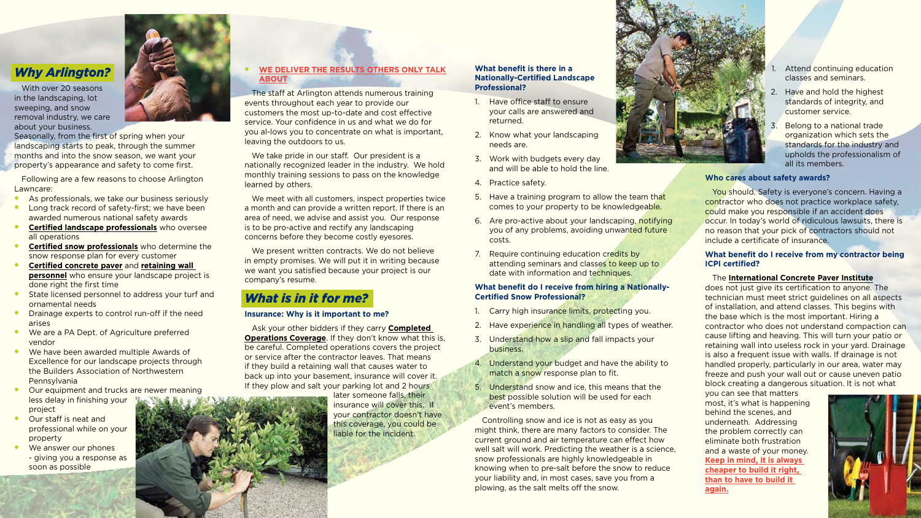## *Why Arlington?*

With over 20 seasons in the landscaping, lot sweeping, and snow removal industry, we care about your business. Seasonally, from the first of spring when your landscaping starts to peak, through the summer months and into the snow season, we want your property's appearance and safety to come first.

Following are a few reasons to choose Arlington Lawncare:

- As professionals, we take our business seriously
- Long track record of safety-first; we have been awarded numerous national safety awards
- **Certified landscape professionals** who oversee all operations
- **Certified snow professionals** who determine the snow response plan for every customer
- **Certified concrete paver** and **retaining wall personnel** who ensure your landscape project is done right the first time
- State licensed personnel to address your turf and ornamental needs
- Drainage experts to control run-off if the need arises
- We are a PA Dept. of Agriculture preferred vendor
- We have been awarded multiple Awards of Excellence for our landscape projects through the Builders Association of Northwestern Pennsylvania
- Our equipment and trucks are newer meaning less delay in finishing your project
- Our staff is neat and professional while on your property
- We answer our phones - giving you a response as soon as possible
- **WE DELIVER THE RESULTS OTHERS ONLY TALK ABOUT**

The staff at Arlington attends numerous training events throughout each year to provide our customers the most up-to-date and cost effective service. Your confidence in us and what we do for you al-lows you to concentrate on what is important, leaving the outdoors to us.

We take pride in our staff. Our president is a nationally recognized leader in the industry. We hold monthly training sessions to pass on the knowledge learned by others.

We meet with all customers, inspect properties twice a month and can provide a written report. If there is an area of need, we advise and assist you. Our response is to be pro-active and rectify any landscaping concerns before they become costly eyesores.

We present written contracts. We do not believe in empty promises. We will put it in writing because we want you satisfied because your project is our company's resume.

## *What is in it for me?*

### Insurance: Why is it important to me?

Ask your other bidders if they carry **Completed Operations Coverage**. If they don't know what this is, be careful. Completed operations covers the project or service after the contractor leaves. That means if they build a retaining wall that causes water to back up into your basement, insurance will cover it. If they plow and salt your parking lot and 2 hours later someone falls, their insurance will cover this. If your contractor doesn't have this coverage, you could be liable for the incident.

### What benefit is there in a Nationally-Certified Landscape Professional?

1. Have office staff to ensure your calls are answered and returned.
2. Know what your landscaping needs are.
3. Work with budgets every day and will be able to hold the line.
4. Practice safety.
5. Have a training program to allow the team that comes to your property to be knowledgeable.
6. Are pro-active about your landscaping, notifying you of any problems, avoiding unwanted future costs.
7. Require continuing education credits by attending seminars and classes to keep up to date with information and techniques.

### What benefit do I receive from hiring a Nationally-Certified Snow Professional?

1. Carry high insurance limits, protecting you.
2. Have experience in handling all types of weather.
3. Understand how a slip and fall impacts your business.
4. Understand your budget and have the ability to match a snow response plan to fit.
5. Understand snow and ice, this means that the best possible solution will be used for each event's members.

Controlling snow and ice is not as easy as you might think, there are many factors to consider. The current ground and air temperature can effect how well salt will work. Predicting the weather is a science, snow professionals are highly knowledgeable in knowing when to pre-salt before the snow to reduce your liability and, in most cases, save you from a plowing, as the salt melts off the snow.

1. Attend continuing education classes and seminars.
2. Have and hold the highest standards of integrity, and customer service.
3. Belong to a national trade organization which sets the standards for the industry and upholds the professionalism of all its members.

### Who cares about safety awards?

You should. Safety is everyone's concern. Having a contractor who does not practice workplace safety, could make you responsible if an accident does occur. In today's world of ridiculous lawsuits, there is no reason that your pick of contractors should not include a certificate of insurance.

### What benefit do I receive from my contractor being ICPI certified?

The **International Concrete Paver Institute** does not just give its certification to anyone. The technician must meet strict guidelines on all aspects of installation, and attend classes. This begins with the base which is the most important. Hiring a contractor who does not understand compaction can cause lifting and heaving. This will turn your patio or retaining wall into useless rock in your yard. Drainage is also a frequent issue with walls. If drainage is not handled properly, particularly in our area, water may freeze and push your wall out or cause uneven patio block creating a dangerous situation. It is not what you can see that matters most, it's what is happening behind the scenes, and underneath. Addressing the problem correctly can eliminate both frustration and a waste of your money. **Keep in mind, it is always cheaper to build it right, than to have to build it again.**